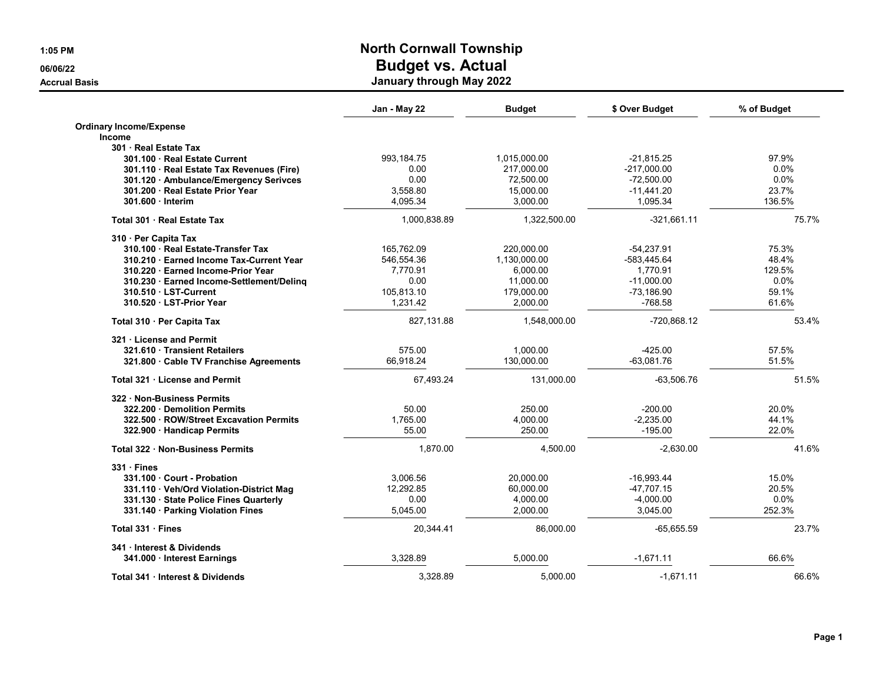# North Cornwall Township
## Budget vs. Actual
### January through May 2022

1:05 PM
06/06/22
Accrual Basis

| | Jan - May 22 | Budget | $ Over Budget | % of Budget |
|---|---|---|---|---|
| **Ordinary Income/Expense** | | | | |
| **Income** | | | | |
| **301 · Real Estate Tax** | | | | |
| **301.100 · Real Estate Current** | 993,184.75 | 1,015,000.00 | -21,815.25 | 97.9% |
| **301.110 · Real Estate Tax Revenues (Fire)** | 0.00 | 217,000.00 | -217,000.00 | 0.0% |
| **301.120 · Ambulance/Emergency Serivces** | 0.00 | 72,500.00 | -72,500.00 | 0.0% |
| **301.200 · Real Estate Prior Year** | 3,558.80 | 15,000.00 | -11,441.20 | 23.7% |
| **301.600 · Interim** | 4,095.34 | 3,000.00 | 1,095.34 | 136.5% |
| **Total 301 · Real Estate Tax** | 1,000,838.89 | 1,322,500.00 | -321,661.11 | 75.7% |
| **310 · Per Capita Tax** | | | | |
| **310.100 · Real Estate-Transfer Tax** | 165,762.09 | 220,000.00 | -54,237.91 | 75.3% |
| **310.210 · Earned Income Tax-Current Year** | 546,554.36 | 1,130,000.00 | -583,445.64 | 48.4% |
| **310.220 · Earned Income-Prior Year** | 7,770.91 | 6,000.00 | 1,770.91 | 129.5% |
| **310.230 · Earned Income-Settlement/Delinq** | 0.00 | 11,000.00 | -11,000.00 | 0.0% |
| **310.510 · LST-Current** | 105,813.10 | 179,000.00 | -73,186.90 | 59.1% |
| **310.520 · LST-Prior Year** | 1,231.42 | 2,000.00 | -768.58 | 61.6% |
| **Total 310 · Per Capita Tax** | 827,131.88 | 1,548,000.00 | -720,868.12 | 53.4% |
| **321 · License and Permit** | | | | |
| **321.610 · Transient Retailers** | 575.00 | 1,000.00 | -425.00 | 57.5% |
| **321.800 · Cable TV Franchise Agreements** | 66,918.24 | 130,000.00 | -63,081.76 | 51.5% |
| **Total 321 · License and Permit** | 67,493.24 | 131,000.00 | -63,506.76 | 51.5% |
| **322 · Non-Business Permits** | | | | |
| **322.200 · Demolition Permits** | 50.00 | 250.00 | -200.00 | 20.0% |
| **322.500 · ROW/Street Excavation Permits** | 1,765.00 | 4,000.00 | -2,235.00 | 44.1% |
| **322.900 · Handicap Permits** | 55.00 | 250.00 | -195.00 | 22.0% |
| **Total 322 · Non-Business Permits** | 1,870.00 | 4,500.00 | -2,630.00 | 41.6% |
| **331 · Fines** | | | | |
| **331.100 · Court - Probation** | 3,006.56 | 20,000.00 | -16,993.44 | 15.0% |
| **331.110 · Veh/Ord Violation-District Mag** | 12,292.85 | 60,000.00 | -47,707.15 | 20.5% |
| **331.130 · State Police Fines Quarterly** | 0.00 | 4,000.00 | -4,000.00 | 0.0% |
| **331.140 · Parking Violation Fines** | 5,045.00 | 2,000.00 | 3,045.00 | 252.3% |
| **Total 331 · Fines** | 20,344.41 | 86,000.00 | -65,655.59 | 23.7% |
| **341 · Interest & Dividends** | | | | |
| **341.000 · Interest Earnings** | 3,328.89 | 5,000.00 | -1,671.11 | 66.6% |
| **Total 341 · Interest & Dividends** | 3,328.89 | 5,000.00 | -1,671.11 | 66.6% |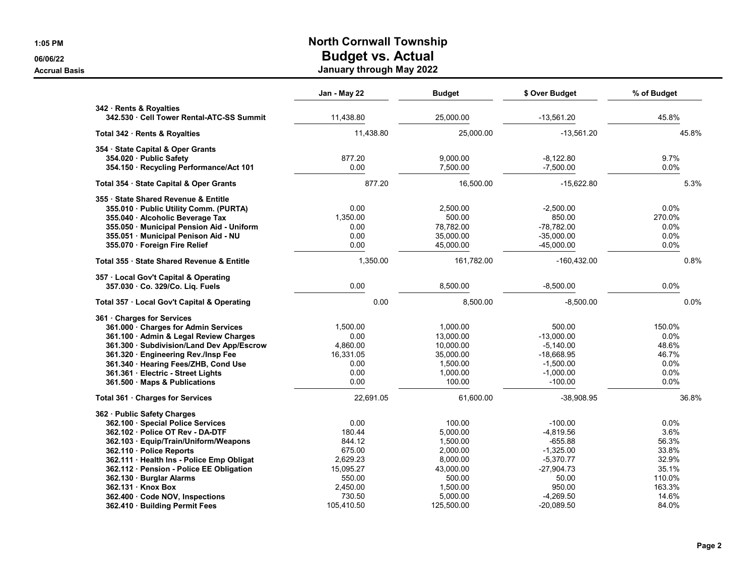# North Cornwall Township

## Budget vs. Actual

### January through May 2022

1:05 PM
06/06/22
Accrual Basis

| | Jan - May 22 | Budget | $ Over Budget | % of Budget |
|---|---|---|---|---|
| **342 · Rents & Royalties** | | | | |
| 342.530 · Cell Tower Rental-ATC-SS Summit | 11,438.80 | 25,000.00 | -13,561.20 | 45.8% |
| **Total 342 · Rents & Royalties** | 11,438.80 | 25,000.00 | -13,561.20 | 45.8% |
| **354 · State Capital & Oper Grants** | | | | |
| 354.020 · Public Safety | 877.20 | 9,000.00 | -8,122.80 | 9.7% |
| 354.150 · Recycling Performance/Act 101 | 0.00 | 7,500.00 | -7,500.00 | 0.0% |
| **Total 354 · State Capital & Oper Grants** | 877.20 | 16,500.00 | -15,622.80 | 5.3% |
| **355 · State Shared Revenue & Entitle** | | | | |
| 355.010 · Public Utility Comm. (PURTA) | 0.00 | 2,500.00 | -2,500.00 | 0.0% |
| 355.040 · Alcoholic Beverage Tax | 1,350.00 | 500.00 | 850.00 | 270.0% |
| 355.050 · Municipal Pension Aid - Uniform | 0.00 | 78,782.00 | -78,782.00 | 0.0% |
| 355.051 · Municipal Penison Aid - NU | 0.00 | 35,000.00 | -35,000.00 | 0.0% |
| 355.070 · Foreign Fire Relief | 0.00 | 45,000.00 | -45,000.00 | 0.0% |
| **Total 355 · State Shared Revenue & Entitle** | 1,350.00 | 161,782.00 | -160,432.00 | 0.8% |
| **357 · Local Gov't Capital & Operating** | | | | |
| 357.030 · Co. 329/Co. Liq. Fuels | 0.00 | 8,500.00 | -8,500.00 | 0.0% |
| **Total 357 · Local Gov't Capital & Operating** | 0.00 | 8,500.00 | -8,500.00 | 0.0% |
| **361 · Charges for Services** | | | | |
| 361.000 · Charges for Admin Services | 1,500.00 | 1,000.00 | 500.00 | 150.0% |
| 361.100 · Admin & Legal Review Charges | 0.00 | 13,000.00 | -13,000.00 | 0.0% |
| 361.300 · Subdivision/Land Dev App/Escrow | 4,860.00 | 10,000.00 | -5,140.00 | 48.6% |
| 361.320 · Engineering Rev./Insp Fee | 16,331.05 | 35,000.00 | -18,668.95 | 46.7% |
| 361.340 · Hearing Fees/ZHB, Cond Use | 0.00 | 1,500.00 | -1,500.00 | 0.0% |
| 361.361 · Electric - Street Lights | 0.00 | 1,000.00 | -1,000.00 | 0.0% |
| 361.500 · Maps & Publications | 0.00 | 100.00 | -100.00 | 0.0% |
| **Total 361 · Charges for Services** | 22,691.05 | 61,600.00 | -38,908.95 | 36.8% |
| **362 · Public Safety Charges** | | | | |
| 362.100 · Special Police Services | 0.00 | 100.00 | -100.00 | 0.0% |
| 362.102 · Police OT Rev - DA-DTF | 180.44 | 5,000.00 | -4,819.56 | 3.6% |
| 362.103 · Equip/Train/Uniform/Weapons | 844.12 | 1,500.00 | -655.88 | 56.3% |
| 362.110 · Police Reports | 675.00 | 2,000.00 | -1,325.00 | 33.8% |
| 362.111 · Health Ins - Police Emp Obligat | 2,629.23 | 8,000.00 | -5,370.77 | 32.9% |
| 362.112 · Pension - Police EE Obligation | 15,095.27 | 43,000.00 | -27,904.73 | 35.1% |
| 362.130 · Burglar Alarms | 550.00 | 500.00 | 50.00 | 110.0% |
| 362.131 · Knox Box | 2,450.00 | 1,500.00 | 950.00 | 163.3% |
| 362.400 · Code NOV, Inspections | 730.50 | 5,000.00 | -4,269.50 | 14.6% |
| 362.410 · Building Permit Fees | 105,410.50 | 125,500.00 | -20,089.50 | 84.0% |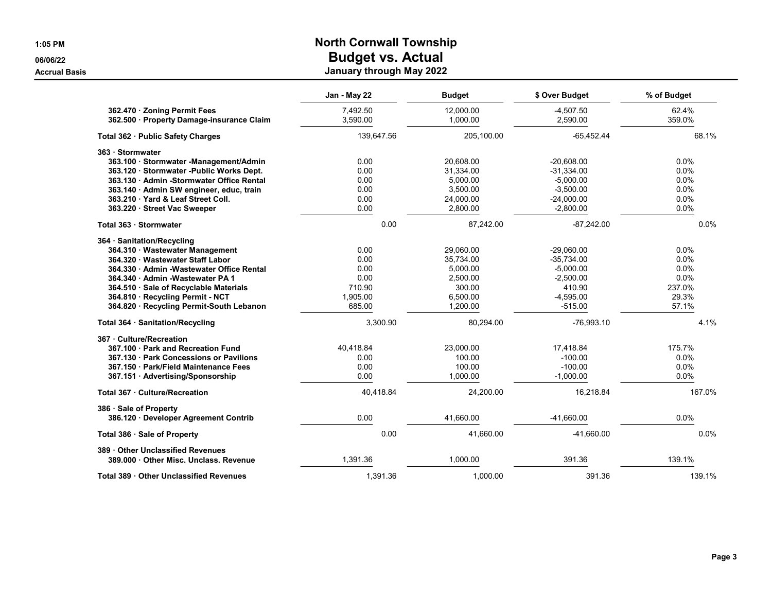# North Cornwall Township
## Budget vs. Actual
### January through May 2022

1:05 PM
06/06/22
Accrual Basis

| | Jan - May 22 | Budget | $ Over Budget | % of Budget |
|---|---|---|---|---|
| 362.470 · Zoning Permit Fees | 7,492.50 | 12,000.00 | -4,507.50 | 62.4% |
| 362.500 · Property Damage-insurance Claim | 3,590.00 | 1,000.00 | 2,590.00 | 359.0% |
| **Total 362 · Public Safety Charges** | 139,647.56 | 205,100.00 | -65,452.44 | 68.1% |
| **363 · Stormwater** | | | | |
| 363.100 · Stormwater -Management/Admin | 0.00 | 20,608.00 | -20,608.00 | 0.0% |
| 363.120 · Stormwater -Public Works Dept. | 0.00 | 31,334.00 | -31,334.00 | 0.0% |
| 363.130 · Admin -Stormwater Office Rental | 0.00 | 5,000.00 | -5,000.00 | 0.0% |
| 363.140 · Admin SW engineer, educ, train | 0.00 | 3,500.00 | -3,500.00 | 0.0% |
| 363.210 · Yard & Leaf Street Coll. | 0.00 | 24,000.00 | -24,000.00 | 0.0% |
| 363.220 · Street Vac Sweeper | 0.00 | 2,800.00 | -2,800.00 | 0.0% |
| **Total 363 · Stormwater** | 0.00 | 87,242.00 | -87,242.00 | 0.0% |
| **364 · Sanitation/Recycling** | | | | |
| 364.310 · Wastewater Management | 0.00 | 29,060.00 | -29,060.00 | 0.0% |
| 364.320 · Wastewater Staff Labor | 0.00 | 35,734.00 | -35,734.00 | 0.0% |
| 364.330 · Admin -Wastewater Office Rental | 0.00 | 5,000.00 | -5,000.00 | 0.0% |
| 364.340 · Admin -Wastewater PA 1 | 0.00 | 2,500.00 | -2,500.00 | 0.0% |
| 364.510 · Sale of Recyclable Materials | 710.90 | 300.00 | 410.90 | 237.0% |
| 364.810 · Recycling Permit - NCT | 1,905.00 | 6,500.00 | -4,595.00 | 29.3% |
| 364.820 · Recycling Permit-South Lebanon | 685.00 | 1,200.00 | -515.00 | 57.1% |
| **Total 364 · Sanitation/Recycling** | 3,300.90 | 80,294.00 | -76,993.10 | 4.1% |
| **367 · Culture/Recreation** | | | | |
| 367.100 · Park and Recreation Fund | 40,418.84 | 23,000.00 | 17,418.84 | 175.7% |
| 367.130 · Park Concessions or Pavilions | 0.00 | 100.00 | -100.00 | 0.0% |
| 367.150 · Park/Field Maintenance Fees | 0.00 | 100.00 | -100.00 | 0.0% |
| 367.151 · Advertising/Sponsorship | 0.00 | 1,000.00 | -1,000.00 | 0.0% |
| **Total 367 · Culture/Recreation** | 40,418.84 | 24,200.00 | 16,218.84 | 167.0% |
| **386 · Sale of Property** | | | | |
| 386.120 · Developer Agreement Contrib | 0.00 | 41,660.00 | -41,660.00 | 0.0% |
| **Total 386 · Sale of Property** | 0.00 | 41,660.00 | -41,660.00 | 0.0% |
| **389 · Other Unclassified Revenues** | | | | |
| 389.000 · Other Misc. Unclass. Revenue | 1,391.36 | 1,000.00 | 391.36 | 139.1% |
| **Total 389 · Other Unclassified Revenues** | 1,391.36 | 1,000.00 | 391.36 | 139.1% |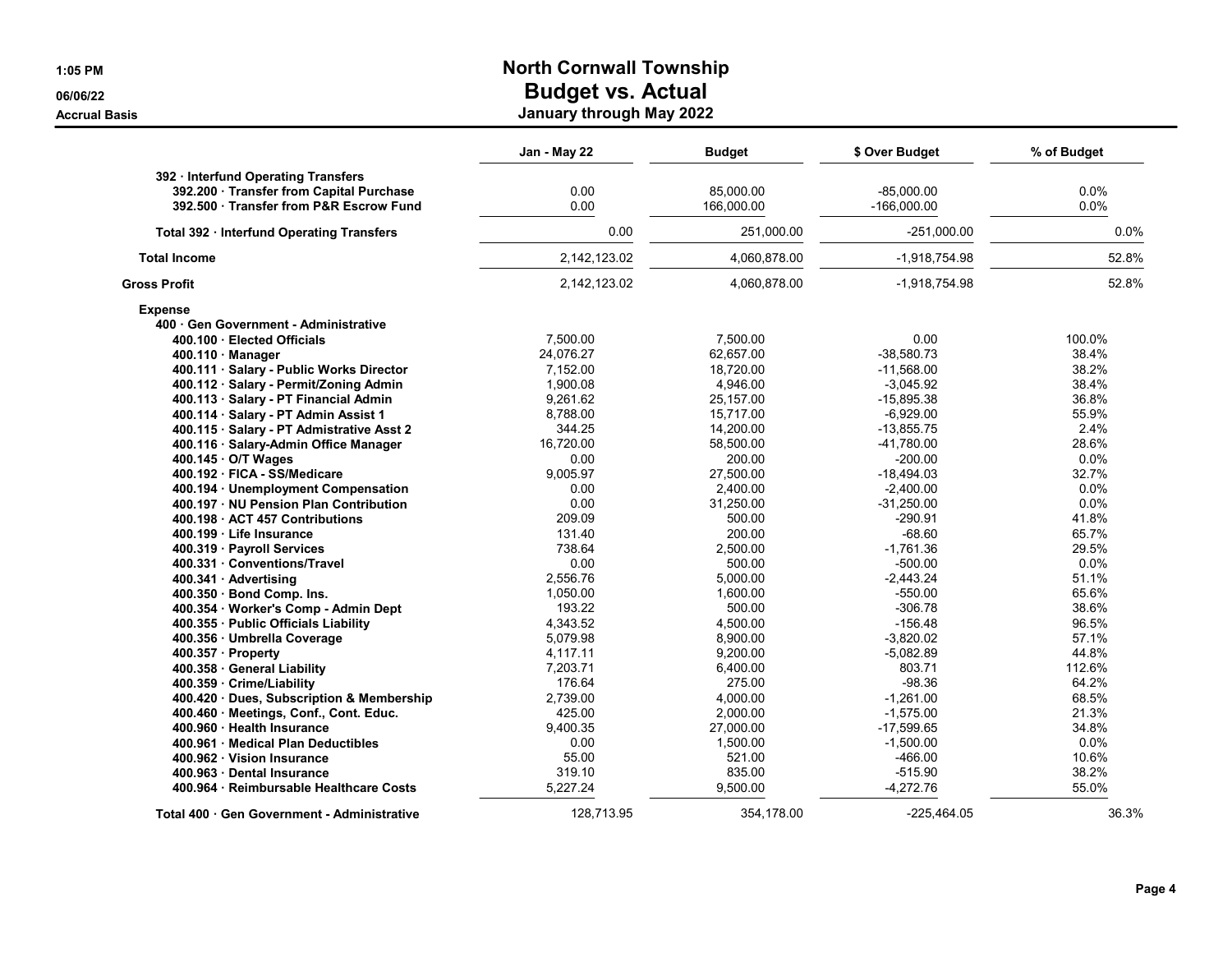# North Cornwall Township
## Budget vs. Actual
### January through May 2022

1:05 PM
06/06/22
Accrual Basis

| | Jan - May 22 | Budget | $ Over Budget | % of Budget |
|---|---|---|---|---|
| 392 · Interfund Operating Transfers | | | | |
| 392.200 · Transfer from Capital Purchase | 0.00 | 85,000.00 | -85,000.00 | 0.0% |
| 392.500 · Transfer from P&R Escrow Fund | 0.00 | 166,000.00 | -166,000.00 | 0.0% |
| **Total 392 · Interfund Operating Transfers** | 0.00 | 251,000.00 | -251,000.00 | 0.0% |
| **Total Income** | 2,142,123.02 | 4,060,878.00 | -1,918,754.98 | 52.8% |
| **Gross Profit** | 2,142,123.02 | 4,060,878.00 | -1,918,754.98 | 52.8% |
| **Expense** | | | | |
| 400 · Gen Government - Administrative | | | | |
| 400.100 · Elected Officials | 7,500.00 | 7,500.00 | 0.00 | 100.0% |
| 400.110 · Manager | 24,076.27 | 62,657.00 | -38,580.73 | 38.4% |
| 400.111 · Salary - Public Works Director | 7,152.00 | 18,720.00 | -11,568.00 | 38.2% |
| 400.112 · Salary - Permit/Zoning Admin | 1,900.08 | 4,946.00 | -3,045.92 | 38.4% |
| 400.113 · Salary - PT Financial Admin | 9,261.62 | 25,157.00 | -15,895.38 | 36.8% |
| 400.114 · Salary - PT Admin Assist 1 | 8,788.00 | 15,717.00 | -6,929.00 | 55.9% |
| 400.115 · Salary - PT Admistrative Asst 2 | 344.25 | 14,200.00 | -13,855.75 | 2.4% |
| 400.116 · Salary-Admin Office Manager | 16,720.00 | 58,500.00 | -41,780.00 | 28.6% |
| 400.145 · O/T Wages | 0.00 | 200.00 | -200.00 | 0.0% |
| 400.192 · FICA - SS/Medicare | 9,005.97 | 27,500.00 | -18,494.03 | 32.7% |
| 400.194 · Unemployment Compensation | 0.00 | 2,400.00 | -2,400.00 | 0.0% |
| 400.197 · NU Pension Plan Contribution | 0.00 | 31,250.00 | -31,250.00 | 0.0% |
| 400.198 · ACT 457 Contributions | 209.09 | 500.00 | -290.91 | 41.8% |
| 400.199 · Life Insurance | 131.40 | 200.00 | -68.60 | 65.7% |
| 400.319 · Payroll Services | 738.64 | 2,500.00 | -1,761.36 | 29.5% |
| 400.331 · Conventions/Travel | 0.00 | 500.00 | -500.00 | 0.0% |
| 400.341 · Advertising | 2,556.76 | 5,000.00 | -2,443.24 | 51.1% |
| 400.350 · Bond Comp. Ins. | 1,050.00 | 1,600.00 | -550.00 | 65.6% |
| 400.354 · Worker's Comp - Admin Dept | 193.22 | 500.00 | -306.78 | 38.6% |
| 400.355 · Public Officials Liability | 4,343.52 | 4,500.00 | -156.48 | 96.5% |
| 400.356 · Umbrella Coverage | 5,079.98 | 8,900.00 | -3,820.02 | 57.1% |
| 400.357 · Property | 4,117.11 | 9,200.00 | -5,082.89 | 44.8% |
| 400.358 · General Liability | 7,203.71 | 6,400.00 | 803.71 | 112.6% |
| 400.359 · Crime/Liability | 176.64 | 275.00 | -98.36 | 64.2% |
| 400.420 · Dues, Subscription & Membership | 2,739.00 | 4,000.00 | -1,261.00 | 68.5% |
| 400.460 · Meetings, Conf., Cont. Educ. | 425.00 | 2,000.00 | -1,575.00 | 21.3% |
| 400.960 · Health Insurance | 9,400.35 | 27,000.00 | -17,599.65 | 34.8% |
| 400.961 · Medical Plan Deductibles | 0.00 | 1,500.00 | -1,500.00 | 0.0% |
| 400.962 · Vision Insurance | 55.00 | 521.00 | -466.00 | 10.6% |
| 400.963 · Dental Insurance | 319.10 | 835.00 | -515.90 | 38.2% |
| 400.964 · Reimbursable Healthcare Costs | 5,227.24 | 9,500.00 | -4,272.76 | 55.0% |
| **Total 400 · Gen Government - Administrative** | 128,713.95 | 354,178.00 | -225,464.05 | 36.3% |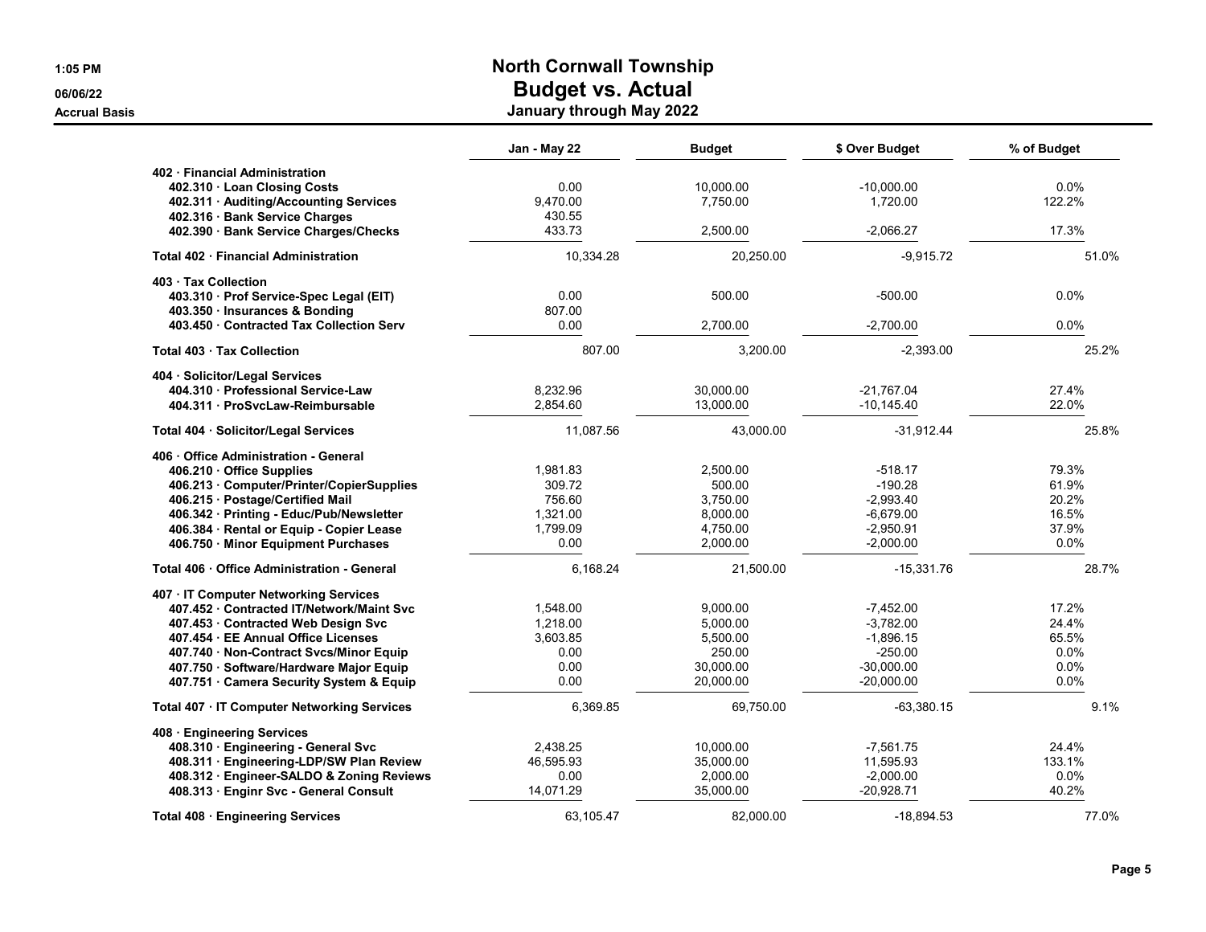# North Cornwall Township
## Budget vs. Actual
### January through May 2022

1:05 PM
06/06/22
Accrual Basis

| | Jan - May 22 | Budget | $ Over Budget | % of Budget |
|---|---|---|---|---|
| **402 · Financial Administration** | | | | |
| **402.310 · Loan Closing Costs** | 0.00 | 10,000.00 | -10,000.00 | 0.0% |
| **402.311 · Auditing/Accounting Services** | 9,470.00 | 7,750.00 | 1,720.00 | 122.2% |
| **402.316 · Bank Service Charges** | 430.55 | | | |
| **402.390 · Bank Service Charges/Checks** | 433.73 | 2,500.00 | -2,066.27 | 17.3% |
| **Total 402 · Financial Administration** | 10,334.28 | 20,250.00 | -9,915.72 | 51.0% |
| **403 · Tax Collection** | | | | |
| **403.310 · Prof Service-Spec Legal (EIT)** | 0.00 | 500.00 | -500.00 | 0.0% |
| **403.350 · Insurances & Bonding** | 807.00 | | | |
| **403.450 · Contracted Tax Collection Serv** | 0.00 | 2,700.00 | -2,700.00 | 0.0% |
| **Total 403 · Tax Collection** | 807.00 | 3,200.00 | -2,393.00 | 25.2% |
| **404 · Solicitor/Legal Services** | | | | |
| **404.310 · Professional Service-Law** | 8,232.96 | 30,000.00 | -21,767.04 | 27.4% |
| **404.311 · ProSvcLaw-Reimbursable** | 2,854.60 | 13,000.00 | -10,145.40 | 22.0% |
| **Total 404 · Solicitor/Legal Services** | 11,087.56 | 43,000.00 | -31,912.44 | 25.8% |
| **406 · Office Administration - General** | | | | |
| **406.210 · Office Supplies** | 1,981.83 | 2,500.00 | -518.17 | 79.3% |
| **406.213 · Computer/Printer/CopierSupplies** | 309.72 | 500.00 | -190.28 | 61.9% |
| **406.215 · Postage/Certified Mail** | 756.60 | 3,750.00 | -2,993.40 | 20.2% |
| **406.342 · Printing - Educ/Pub/Newsletter** | 1,321.00 | 8,000.00 | -6,679.00 | 16.5% |
| **406.384 · Rental or Equip - Copier Lease** | 1,799.09 | 4,750.00 | -2,950.91 | 37.9% |
| **406.750 · Minor Equipment Purchases** | 0.00 | 2,000.00 | -2,000.00 | 0.0% |
| **Total 406 · Office Administration - General** | 6,168.24 | 21,500.00 | -15,331.76 | 28.7% |
| **407 · IT Computer Networking Services** | | | | |
| **407.452 · Contracted IT/Network/Maint Svc** | 1,548.00 | 9,000.00 | -7,452.00 | 17.2% |
| **407.453 · Contracted Web Design Svc** | 1,218.00 | 5,000.00 | -3,782.00 | 24.4% |
| **407.454 · EE Annual Office Licenses** | 3,603.85 | 5,500.00 | -1,896.15 | 65.5% |
| **407.740 · Non-Contract Svcs/Minor Equip** | 0.00 | 250.00 | -250.00 | 0.0% |
| **407.750 · Software/Hardware Major Equip** | 0.00 | 30,000.00 | -30,000.00 | 0.0% |
| **407.751 · Camera Security System & Equip** | 0.00 | 20,000.00 | -20,000.00 | 0.0% |
| **Total 407 · IT Computer Networking Services** | 6,369.85 | 69,750.00 | -63,380.15 | 9.1% |
| **408 · Engineering Services** | | | | |
| **408.310 · Engineering - General Svc** | 2,438.25 | 10,000.00 | -7,561.75 | 24.4% |
| **408.311 · Engineering-LDP/SW Plan Review** | 46,595.93 | 35,000.00 | 11,595.93 | 133.1% |
| **408.312 · Engineer-SALDO & Zoning Reviews** | 0.00 | 2,000.00 | -2,000.00 | 0.0% |
| **408.313 · Enginr Svc - General Consult** | 14,071.29 | 35,000.00 | -20,928.71 | 40.2% |
| **Total 408 · Engineering Services** | 63,105.47 | 82,000.00 | -18,894.53 | 77.0% |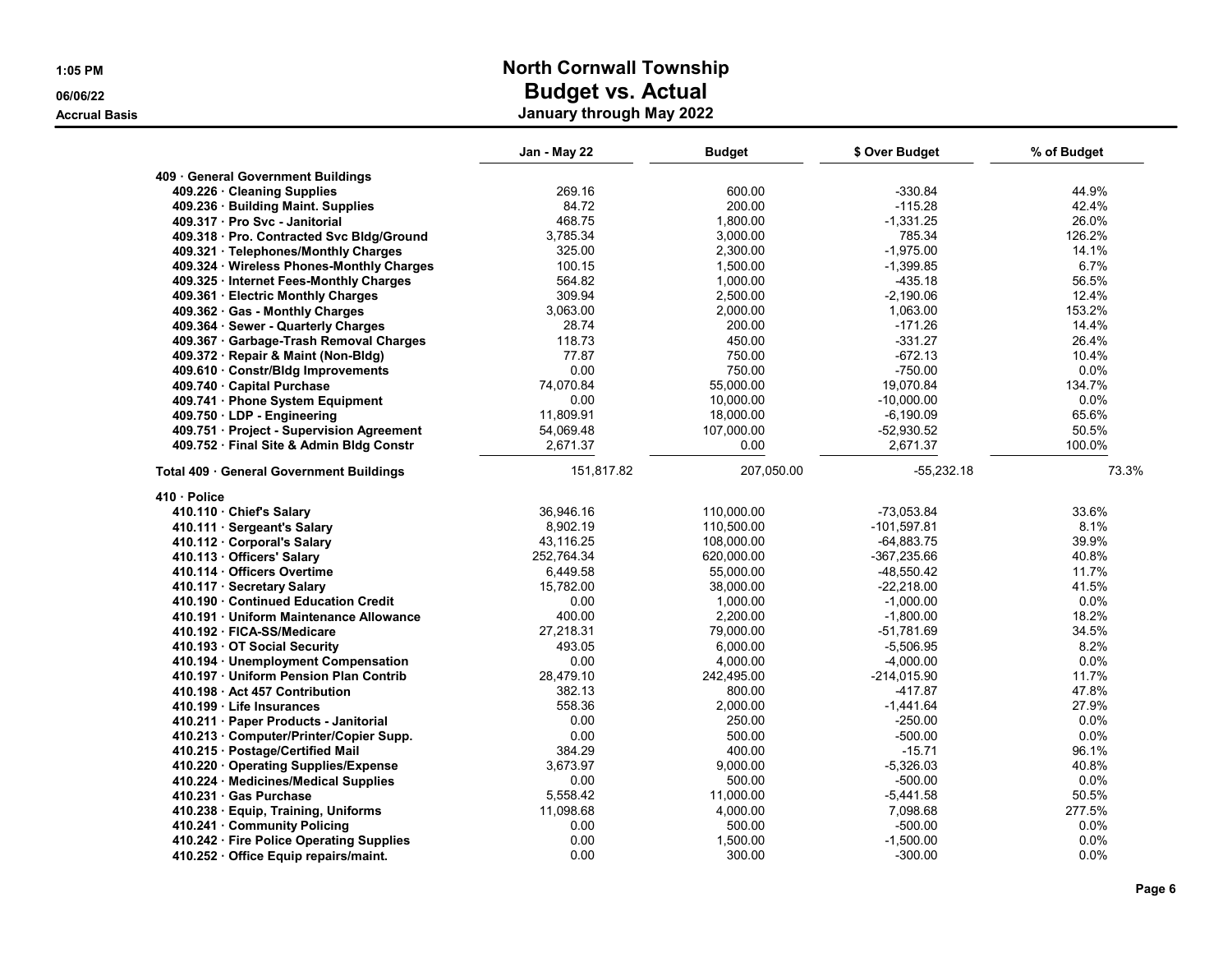# North Cornwall Township
## Budget vs. Actual
### January through May 2022

1:05 PM
06/06/22
Accrual Basis

| | Jan - May 22 | Budget | $ Over Budget | % of Budget |
|---|---|---|---|---|
| **409 · General Government Buildings** | | | | |
| 409.226 · Cleaning Supplies | 269.16 | 600.00 | -330.84 | 44.9% |
| 409.236 · Building Maint. Supplies | 84.72 | 200.00 | -115.28 | 42.4% |
| 409.317 · Pro Svc - Janitorial | 468.75 | 1,800.00 | -1,331.25 | 26.0% |
| 409.318 · Pro. Contracted Svc Bldg/Ground | 3,785.34 | 3,000.00 | 785.34 | 126.2% |
| 409.321 · Telephones/Monthly Charges | 325.00 | 2,300.00 | -1,975.00 | 14.1% |
| 409.324 · Wireless Phones-Monthly Charges | 100.15 | 1,500.00 | -1,399.85 | 6.7% |
| 409.325 · Internet Fees-Monthly Charges | 564.82 | 1,000.00 | -435.18 | 56.5% |
| 409.361 · Electric Monthly Charges | 309.94 | 2,500.00 | -2,190.06 | 12.4% |
| 409.362 · Gas - Monthly Charges | 3,063.00 | 2,000.00 | 1,063.00 | 153.2% |
| 409.364 · Sewer - Quarterly Charges | 28.74 | 200.00 | -171.26 | 14.4% |
| 409.367 · Garbage-Trash Removal Charges | 118.73 | 450.00 | -331.27 | 26.4% |
| 409.372 · Repair & Maint (Non-Bldg) | 77.87 | 750.00 | -672.13 | 10.4% |
| 409.610 · Constr/Bldg Improvements | 0.00 | 750.00 | -750.00 | 0.0% |
| 409.740 · Capital Purchase | 74,070.84 | 55,000.00 | 19,070.84 | 134.7% |
| 409.741 · Phone System Equipment | 0.00 | 10,000.00 | -10,000.00 | 0.0% |
| 409.750 · LDP - Engineering | 11,809.91 | 18,000.00 | -6,190.09 | 65.6% |
| 409.751 · Project - Supervision Agreement | 54,069.48 | 107,000.00 | -52,930.52 | 50.5% |
| 409.752 · Final Site & Admin Bldg Constr | 2,671.37 | 0.00 | 2,671.37 | 100.0% |
| **Total 409 · General Government Buildings** | 151,817.82 | 207,050.00 | -55,232.18 | 73.3% |
| **410 · Police** | | | | |
| 410.110 · Chief's Salary | 36,946.16 | 110,000.00 | -73,053.84 | 33.6% |
| 410.111 · Sergeant's Salary | 8,902.19 | 110,500.00 | -101,597.81 | 8.1% |
| 410.112 · Corporal's Salary | 43,116.25 | 108,000.00 | -64,883.75 | 39.9% |
| 410.113 · Officers' Salary | 252,764.34 | 620,000.00 | -367,235.66 | 40.8% |
| 410.114 · Officers Overtime | 6,449.58 | 55,000.00 | -48,550.42 | 11.7% |
| 410.117 · Secretary Salary | 15,782.00 | 38,000.00 | -22,218.00 | 41.5% |
| 410.190 · Continued Education Credit | 0.00 | 1,000.00 | -1,000.00 | 0.0% |
| 410.191 · Uniform Maintenance Allowance | 400.00 | 2,200.00 | -1,800.00 | 18.2% |
| 410.192 · FICA-SS/Medicare | 27,218.31 | 79,000.00 | -51,781.69 | 34.5% |
| 410.193 · OT Social Security | 493.05 | 6,000.00 | -5,506.95 | 8.2% |
| 410.194 · Unemployment Compensation | 0.00 | 4,000.00 | -4,000.00 | 0.0% |
| 410.197 · Uniform Pension Plan Contrib | 28,479.10 | 242,495.00 | -214,015.90 | 11.7% |
| 410.198 · Act 457 Contribution | 382.13 | 800.00 | -417.87 | 47.8% |
| 410.199 · Life Insurances | 558.36 | 2,000.00 | -1,441.64 | 27.9% |
| 410.211 · Paper Products - Janitorial | 0.00 | 250.00 | -250.00 | 0.0% |
| 410.213 · Computer/Printer/Copier Supp. | 0.00 | 500.00 | -500.00 | 0.0% |
| 410.215 · Postage/Certified Mail | 384.29 | 400.00 | -15.71 | 96.1% |
| 410.220 · Operating Supplies/Expense | 3,673.97 | 9,000.00 | -5,326.03 | 40.8% |
| 410.224 · Medicines/Medical Supplies | 0.00 | 500.00 | -500.00 | 0.0% |
| 410.231 · Gas Purchase | 5,558.42 | 11,000.00 | -5,441.58 | 50.5% |
| 410.238 · Equip, Training, Uniforms | 11,098.68 | 4,000.00 | 7,098.68 | 277.5% |
| 410.241 · Community Policing | 0.00 | 500.00 | -500.00 | 0.0% |
| 410.242 · Fire Police Operating Supplies | 0.00 | 1,500.00 | -1,500.00 | 0.0% |
| 410.252 · Office Equip repairs/maint. | 0.00 | 300.00 | -300.00 | 0.0% |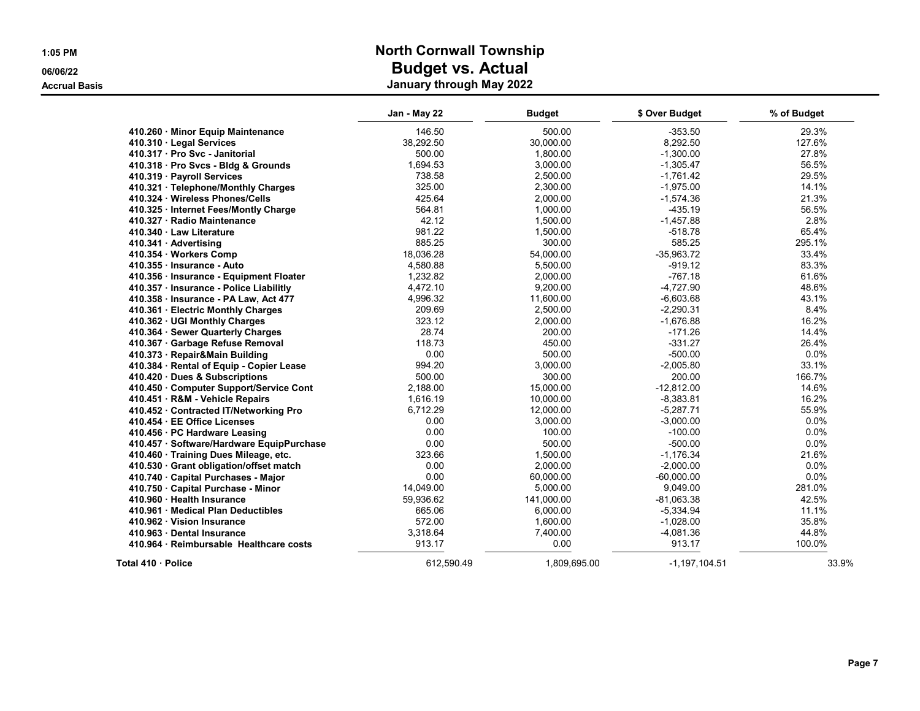# North Cornwall Township

## Budget vs. Actual

### January through May 2022

1:05 PM
06/06/22
Accrual Basis

| | Jan - May 22 | Budget | $ Over Budget | % of Budget |
|---|---|---|---|---|
| 410.260 · Minor Equip Maintenance | 146.50 | 500.00 | -353.50 | 29.3% |
| 410.310 · Legal Services | 38,292.50 | 30,000.00 | 8,292.50 | 127.6% |
| 410.317 · Pro Svc - Janitorial | 500.00 | 1,800.00 | -1,300.00 | 27.8% |
| 410.318 · Pro Svcs - Bldg & Grounds | 1,694.53 | 3,000.00 | -1,305.47 | 56.5% |
| 410.319 · Payroll Services | 738.58 | 2,500.00 | -1,761.42 | 29.5% |
| 410.321 · Telephone/Monthly Charges | 325.00 | 2,300.00 | -1,975.00 | 14.1% |
| 410.324 · Wireless Phones/Cells | 425.64 | 2,000.00 | -1,574.36 | 21.3% |
| 410.325 · Internet Fees/Montly Charge | 564.81 | 1,000.00 | -435.19 | 56.5% |
| 410.327 · Radio Maintenance | 42.12 | 1,500.00 | -1,457.88 | 2.8% |
| 410.340 · Law Literature | 981.22 | 1,500.00 | -518.78 | 65.4% |
| 410.341 · Advertising | 885.25 | 300.00 | 585.25 | 295.1% |
| 410.354 · Workers Comp | 18,036.28 | 54,000.00 | -35,963.72 | 33.4% |
| 410.355 · Insurance - Auto | 4,580.88 | 5,500.00 | -919.12 | 83.3% |
| 410.356 · Insurance - Equipment Floater | 1,232.82 | 2,000.00 | -767.18 | 61.6% |
| 410.357 · Insurance - Police Liabilitly | 4,472.10 | 9,200.00 | -4,727.90 | 48.6% |
| 410.358 · Insurance - PA Law, Act 477 | 4,996.32 | 11,600.00 | -6,603.68 | 43.1% |
| 410.361 · Electric Monthly Charges | 209.69 | 2,500.00 | -2,290.31 | 8.4% |
| 410.362 · UGI Monthly Charges | 323.12 | 2,000.00 | -1,676.88 | 16.2% |
| 410.364 · Sewer Quarterly Charges | 28.74 | 200.00 | -171.26 | 14.4% |
| 410.367 · Garbage Refuse Removal | 118.73 | 450.00 | -331.27 | 26.4% |
| 410.373 · Repair&Main Building | 0.00 | 500.00 | -500.00 | 0.0% |
| 410.384 · Rental of Equip - Copier Lease | 994.20 | 3,000.00 | -2,005.80 | 33.1% |
| 410.420 · Dues & Subscriptions | 500.00 | 300.00 | 200.00 | 166.7% |
| 410.450 · Computer Support/Service Cont | 2,188.00 | 15,000.00 | -12,812.00 | 14.6% |
| 410.451 · R&M - Vehicle Repairs | 1,616.19 | 10,000.00 | -8,383.81 | 16.2% |
| 410.452 · Contracted IT/Networking Pro | 6,712.29 | 12,000.00 | -5,287.71 | 55.9% |
| 410.454 · EE Office Licenses | 0.00 | 3,000.00 | -3,000.00 | 0.0% |
| 410.456 · PC Hardware Leasing | 0.00 | 100.00 | -100.00 | 0.0% |
| 410.457 · Software/Hardware EquipPurchase | 0.00 | 500.00 | -500.00 | 0.0% |
| 410.460 · Training Dues Mileage, etc. | 323.66 | 1,500.00 | -1,176.34 | 21.6% |
| 410.530 · Grant obligation/offset match | 0.00 | 2,000.00 | -2,000.00 | 0.0% |
| 410.740 · Capital Purchases - Major | 0.00 | 60,000.00 | -60,000.00 | 0.0% |
| 410.750 · Capital Purchase - Minor | 14,049.00 | 5,000.00 | 9,049.00 | 281.0% |
| 410.960 · Health Insurance | 59,936.62 | 141,000.00 | -81,063.38 | 42.5% |
| 410.961 · Medical Plan Deductibles | 665.06 | 6,000.00 | -5,334.94 | 11.1% |
| 410.962 · Vision Insurance | 572.00 | 1,600.00 | -1,028.00 | 35.8% |
| 410.963 · Dental Insurance | 3,318.64 | 7,400.00 | -4,081.36 | 44.8% |
| 410.964 · Reimbursable Healthcare costs | 913.17 | 0.00 | 913.17 | 100.0% |
| **Total 410 · Police** | 612,590.49 | 1,809,695.00 | -1,197,104.51 | 33.9% |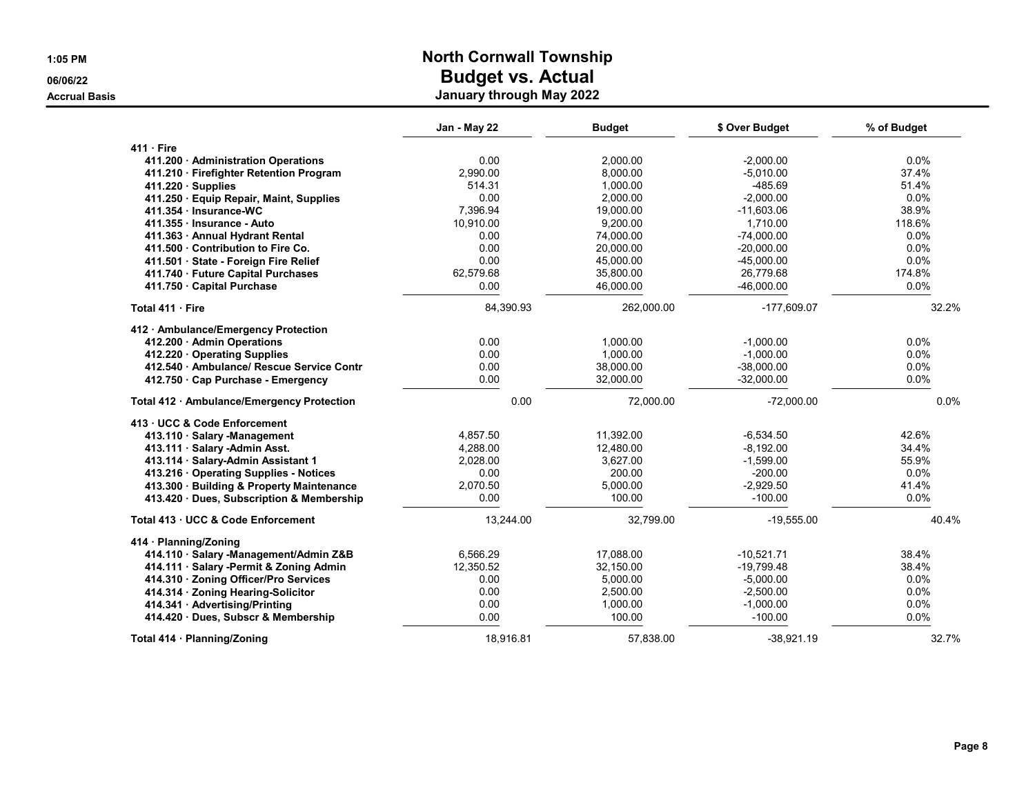# North Cornwall Township
## Budget vs. Actual
### January through May 2022

1:05 PM
06/06/22
Accrual Basis

| | Jan - May 22 | Budget | $ Over Budget | % of Budget |
|---|---|---|---|---|
| **411 · Fire** | | | | |
| **411.200 · Administration Operations** | 0.00 | 2,000.00 | -2,000.00 | 0.0% |
| **411.210 · Firefighter Retention Program** | 2,990.00 | 8,000.00 | -5,010.00 | 37.4% |
| **411.220 · Supplies** | 514.31 | 1,000.00 | -485.69 | 51.4% |
| **411.250 · Equip Repair, Maint, Supplies** | 0.00 | 2,000.00 | -2,000.00 | 0.0% |
| **411.354 · Insurance-WC** | 7,396.94 | 19,000.00 | -11,603.06 | 38.9% |
| **411.355 · Insurance - Auto** | 10,910.00 | 9,200.00 | 1,710.00 | 118.6% |
| **411.363 · Annual Hydrant Rental** | 0.00 | 74,000.00 | -74,000.00 | 0.0% |
| **411.500 · Contribution to Fire Co.** | 0.00 | 20,000.00 | -20,000.00 | 0.0% |
| **411.501 · State - Foreign Fire Relief** | 0.00 | 45,000.00 | -45,000.00 | 0.0% |
| **411.740 · Future Capital Purchases** | 62,579.68 | 35,800.00 | 26,779.68 | 174.8% |
| **411.750 · Capital Purchase** | 0.00 | 46,000.00 | -46,000.00 | 0.0% |
| **Total 411 · Fire** | 84,390.93 | 262,000.00 | -177,609.07 | 32.2% |
| **412 · Ambulance/Emergency Protection** | | | | |
| **412.200 · Admin Operations** | 0.00 | 1,000.00 | -1,000.00 | 0.0% |
| **412.220 · Operating Supplies** | 0.00 | 1,000.00 | -1,000.00 | 0.0% |
| **412.540 · Ambulance/ Rescue Service Contr** | 0.00 | 38,000.00 | -38,000.00 | 0.0% |
| **412.750 · Cap Purchase - Emergency** | 0.00 | 32,000.00 | -32,000.00 | 0.0% |
| **Total 412 · Ambulance/Emergency Protection** | 0.00 | 72,000.00 | -72,000.00 | 0.0% |
| **413 · UCC & Code Enforcement** | | | | |
| **413.110 · Salary -Management** | 4,857.50 | 11,392.00 | -6,534.50 | 42.6% |
| **413.111 · Salary -Admin Asst.** | 4,288.00 | 12,480.00 | -8,192.00 | 34.4% |
| **413.114 · Salary-Admin Assistant 1** | 2,028.00 | 3,627.00 | -1,599.00 | 55.9% |
| **413.216 · Operating Supplies - Notices** | 0.00 | 200.00 | -200.00 | 0.0% |
| **413.300 · Building & Property Maintenance** | 2,070.50 | 5,000.00 | -2,929.50 | 41.4% |
| **413.420 · Dues, Subscription & Membership** | 0.00 | 100.00 | -100.00 | 0.0% |
| **Total 413 · UCC & Code Enforcement** | 13,244.00 | 32,799.00 | -19,555.00 | 40.4% |
| **414 · Planning/Zoning** | | | | |
| **414.110 · Salary -Management/Admin Z&B** | 6,566.29 | 17,088.00 | -10,521.71 | 38.4% |
| **414.111 · Salary -Permit & Zoning Admin** | 12,350.52 | 32,150.00 | -19,799.48 | 38.4% |
| **414.310 · Zoning Officer/Pro Services** | 0.00 | 5,000.00 | -5,000.00 | 0.0% |
| **414.314 · Zoning Hearing-Solicitor** | 0.00 | 2,500.00 | -2,500.00 | 0.0% |
| **414.341 · Advertising/Printing** | 0.00 | 1,000.00 | -1,000.00 | 0.0% |
| **414.420 · Dues, Subscr & Membership** | 0.00 | 100.00 | -100.00 | 0.0% |
| **Total 414 · Planning/Zoning** | 18,916.81 | 57,838.00 | -38,921.19 | 32.7% |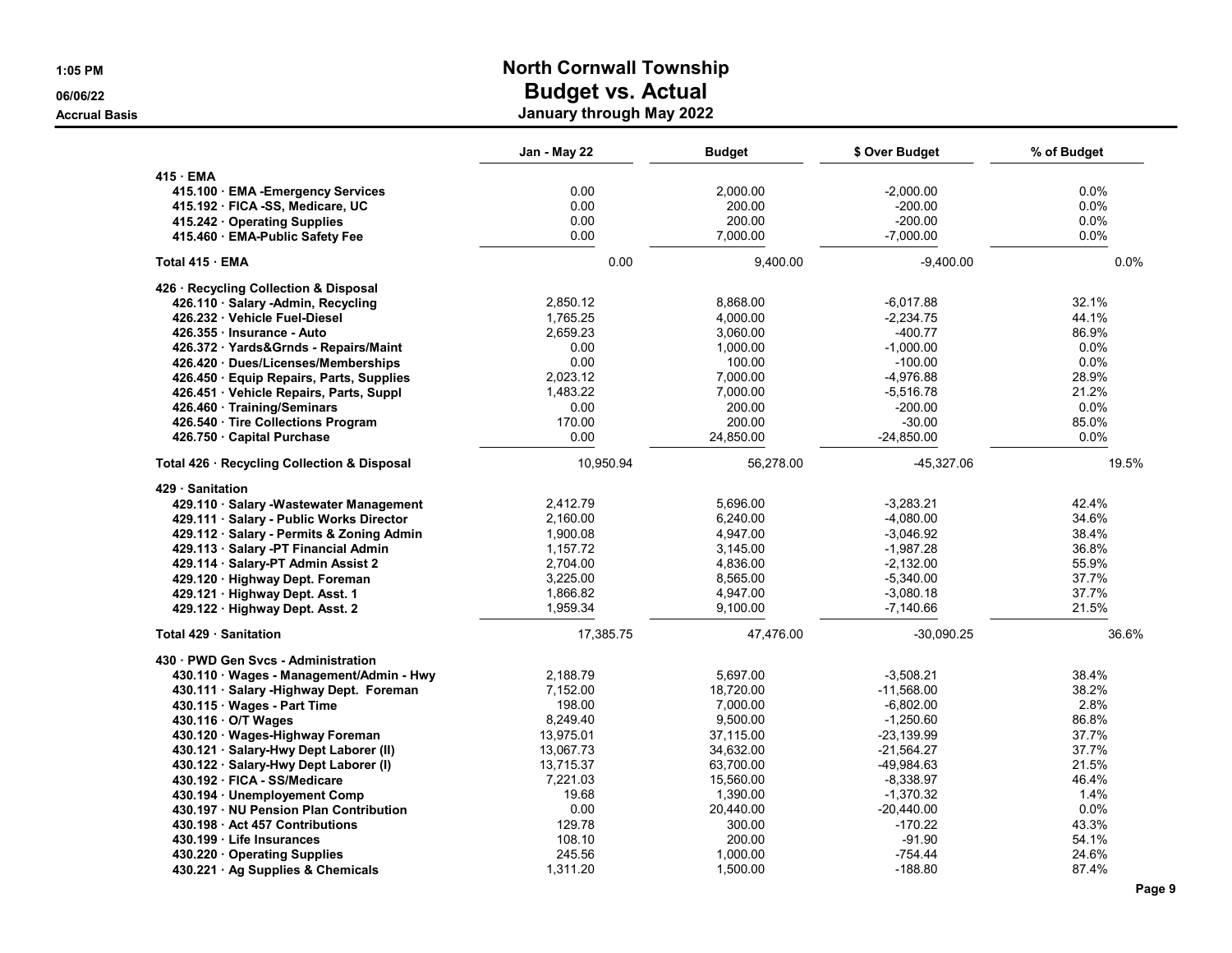# North Cornwall Township

## Budget vs. Actual

### January through May 2022

1:05 PM
06/06/22
Accrual Basis

| | Jan - May 22 | Budget | $ Over Budget | % of Budget |
|---|---|---|---|---|
| **415 · EMA** | | | | |
| **415.100 · EMA -Emergency Services** | 0.00 | 2,000.00 | -2,000.00 | 0.0% |
| **415.192 · FICA -SS, Medicare, UC** | 0.00 | 200.00 | -200.00 | 0.0% |
| **415.242 · Operating Supplies** | 0.00 | 200.00 | -200.00 | 0.0% |
| **415.460 · EMA-Public Safety Fee** | 0.00 | 7,000.00 | -7,000.00 | 0.0% |
| **Total 415 · EMA** | 0.00 | 9,400.00 | -9,400.00 | 0.0% |
| **426 · Recycling Collection & Disposal** | | | | |
| **426.110 · Salary -Admin, Recycling** | 2,850.12 | 8,868.00 | -6,017.88 | 32.1% |
| **426.232 · Vehicle Fuel-Diesel** | 1,765.25 | 4,000.00 | -2,234.75 | 44.1% |
| **426.355 · Insurance - Auto** | 2,659.23 | 3,060.00 | -400.77 | 86.9% |
| **426.372 · Yards&Grnds - Repairs/Maint** | 0.00 | 1,000.00 | -1,000.00 | 0.0% |
| **426.420 · Dues/Licenses/Memberships** | 0.00 | 100.00 | -100.00 | 0.0% |
| **426.450 · Equip Repairs, Parts, Supplies** | 2,023.12 | 7,000.00 | -4,976.88 | 28.9% |
| **426.451 · Vehicle Repairs, Parts, Suppl** | 1,483.22 | 7,000.00 | -5,516.78 | 21.2% |
| **426.460 · Training/Seminars** | 0.00 | 200.00 | -200.00 | 0.0% |
| **426.540 · Tire Collections Program** | 170.00 | 200.00 | -30.00 | 85.0% |
| **426.750 · Capital Purchase** | 0.00 | 24,850.00 | -24,850.00 | 0.0% |
| **Total 426 · Recycling Collection & Disposal** | 10,950.94 | 56,278.00 | -45,327.06 | 19.5% |
| **429 · Sanitation** | | | | |
| **429.110 · Salary -Wastewater Management** | 2,412.79 | 5,696.00 | -3,283.21 | 42.4% |
| **429.111 · Salary - Public Works Director** | 2,160.00 | 6,240.00 | -4,080.00 | 34.6% |
| **429.112 · Salary - Permits & Zoning Admin** | 1,900.08 | 4,947.00 | -3,046.92 | 38.4% |
| **429.113 · Salary -PT Financial Admin** | 1,157.72 | 3,145.00 | -1,987.28 | 36.8% |
| **429.114 · Salary-PT Admin Assist 2** | 2,704.00 | 4,836.00 | -2,132.00 | 55.9% |
| **429.120 · Highway Dept. Foreman** | 3,225.00 | 8,565.00 | -5,340.00 | 37.7% |
| **429.121 · Highway Dept. Asst. 1** | 1,866.82 | 4,947.00 | -3,080.18 | 37.7% |
| **429.122 · Highway Dept. Asst. 2** | 1,959.34 | 9,100.00 | -7,140.66 | 21.5% |
| **Total 429 · Sanitation** | 17,385.75 | 47,476.00 | -30,090.25 | 36.6% |
| **430 · PWD Gen Svcs - Administration** | | | | |
| **430.110 · Wages - Management/Admin - Hwy** | 2,188.79 | 5,697.00 | -3,508.21 | 38.4% |
| **430.111 · Salary -Highway Dept. Foreman** | 7,152.00 | 18,720.00 | -11,568.00 | 38.2% |
| **430.115 · Wages - Part Time** | 198.00 | 7,000.00 | -6,802.00 | 2.8% |
| **430.116 · O/T Wages** | 8,249.40 | 9,500.00 | -1,250.60 | 86.8% |
| **430.120 · Wages-Highway Foreman** | 13,975.01 | 37,115.00 | -23,139.99 | 37.7% |
| **430.121 · Salary-Hwy Dept Laborer (II)** | 13,067.73 | 34,632.00 | -21,564.27 | 37.7% |
| **430.122 · Salary-Hwy Dept Laborer (I)** | 13,715.37 | 63,700.00 | -49,984.63 | 21.5% |
| **430.192 · FICA - SS/Medicare** | 7,221.03 | 15,560.00 | -8,338.97 | 46.4% |
| **430.194 · Unemployement Comp** | 19.68 | 1,390.00 | -1,370.32 | 1.4% |
| **430.197 · NU Pension Plan Contribution** | 0.00 | 20,440.00 | -20,440.00 | 0.0% |
| **430.198 · Act 457 Contributions** | 129.78 | 300.00 | -170.22 | 43.3% |
| **430.199 · Life Insurances** | 108.10 | 200.00 | -91.90 | 54.1% |
| **430.220 · Operating Supplies** | 245.56 | 1,000.00 | -754.44 | 24.6% |
| **430.221 · Ag Supplies & Chemicals** | 1,311.20 | 1,500.00 | -188.80 | 87.4% |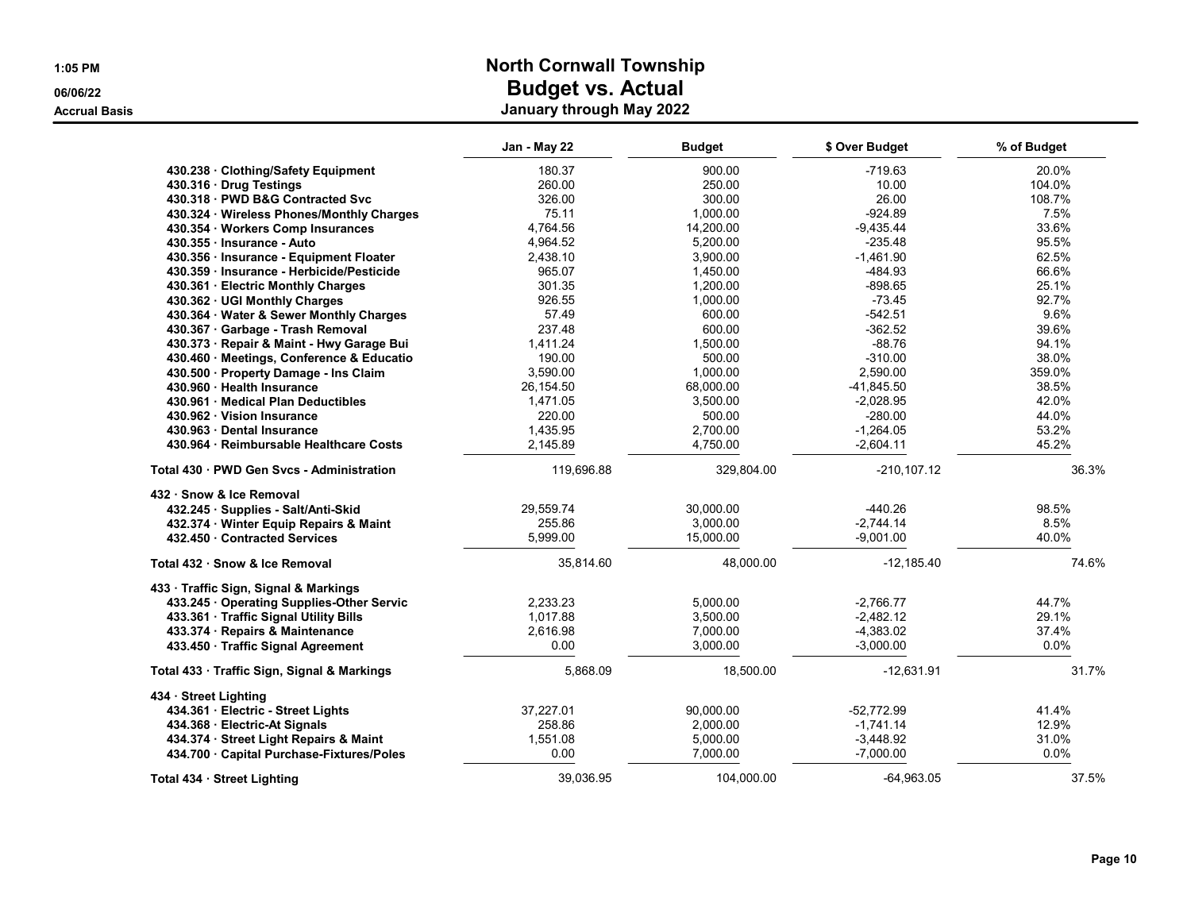# North Cornwall Township
## Budget vs. Actual
### January through May 2022

1:05 PM
06/06/22
Accrual Basis

| | Jan - May 22 | Budget | $ Over Budget | % of Budget |
|---|---|---|---|---|
| 430.238 · Clothing/Safety Equipment | 180.37 | 900.00 | -719.63 | 20.0% |
| 430.316 · Drug Testings | 260.00 | 250.00 | 10.00 | 104.0% |
| 430.318 · PWD B&G Contracted Svc | 326.00 | 300.00 | 26.00 | 108.7% |
| 430.324 · Wireless Phones/Monthly Charges | 75.11 | 1,000.00 | -924.89 | 7.5% |
| 430.354 · Workers Comp Insurances | 4,764.56 | 14,200.00 | -9,435.44 | 33.6% |
| 430.355 · Insurance - Auto | 4,964.52 | 5,200.00 | -235.48 | 95.5% |
| 430.356 · Insurance - Equipment Floater | 2,438.10 | 3,900.00 | -1,461.90 | 62.5% |
| 430.359 · Insurance - Herbicide/Pesticide | 965.07 | 1,450.00 | -484.93 | 66.6% |
| 430.361 · Electric Monthly Charges | 301.35 | 1,200.00 | -898.65 | 25.1% |
| 430.362 · UGI Monthly Charges | 926.55 | 1,000.00 | -73.45 | 92.7% |
| 430.364 · Water & Sewer Monthly Charges | 57.49 | 600.00 | -542.51 | 9.6% |
| 430.367 · Garbage - Trash Removal | 237.48 | 600.00 | -362.52 | 39.6% |
| 430.373 · Repair & Maint - Hwy Garage Bui | 1,411.24 | 1,500.00 | -88.76 | 94.1% |
| 430.460 · Meetings, Conference & Educatio | 190.00 | 500.00 | -310.00 | 38.0% |
| 430.500 · Property Damage - Ins Claim | 3,590.00 | 1,000.00 | 2,590.00 | 359.0% |
| 430.960 · Health Insurance | 26,154.50 | 68,000.00 | -41,845.50 | 38.5% |
| 430.961 · Medical Plan Deductibles | 1,471.05 | 3,500.00 | -2,028.95 | 42.0% |
| 430.962 · Vision Insurance | 220.00 | 500.00 | -280.00 | 44.0% |
| 430.963 · Dental Insurance | 1,435.95 | 2,700.00 | -1,264.05 | 53.2% |
| 430.964 · Reimbursable Healthcare Costs | 2,145.89 | 4,750.00 | -2,604.11 | 45.2% |
| **Total 430 · PWD Gen Svcs - Administration** | 119,696.88 | 329,804.00 | -210,107.12 | 36.3% |
| **432 · Snow & Ice Removal** | | | | |
| 432.245 · Supplies - Salt/Anti-Skid | 29,559.74 | 30,000.00 | -440.26 | 98.5% |
| 432.374 · Winter Equip Repairs & Maint | 255.86 | 3,000.00 | -2,744.14 | 8.5% |
| 432.450 · Contracted Services | 5,999.00 | 15,000.00 | -9,001.00 | 40.0% |
| **Total 432 · Snow & Ice Removal** | 35,814.60 | 48,000.00 | -12,185.40 | 74.6% |
| **433 · Traffic Sign, Signal & Markings** | | | | |
| 433.245 · Operating Supplies-Other Servic | 2,233.23 | 5,000.00 | -2,766.77 | 44.7% |
| 433.361 · Traffic Signal Utility Bills | 1,017.88 | 3,500.00 | -2,482.12 | 29.1% |
| 433.374 · Repairs & Maintenance | 2,616.98 | 7,000.00 | -4,383.02 | 37.4% |
| 433.450 · Traffic Signal Agreement | 0.00 | 3,000.00 | -3,000.00 | 0.0% |
| **Total 433 · Traffic Sign, Signal & Markings** | 5,868.09 | 18,500.00 | -12,631.91 | 31.7% |
| **434 · Street Lighting** | | | | |
| 434.361 · Electric - Street Lights | 37,227.01 | 90,000.00 | -52,772.99 | 41.4% |
| 434.368 · Electric-At Signals | 258.86 | 2,000.00 | -1,741.14 | 12.9% |
| 434.374 · Street Light Repairs & Maint | 1,551.08 | 5,000.00 | -3,448.92 | 31.0% |
| 434.700 · Capital Purchase-Fixtures/Poles | 0.00 | 7,000.00 | -7,000.00 | 0.0% |
| **Total 434 · Street Lighting** | 39,036.95 | 104,000.00 | -64,963.05 | 37.5% |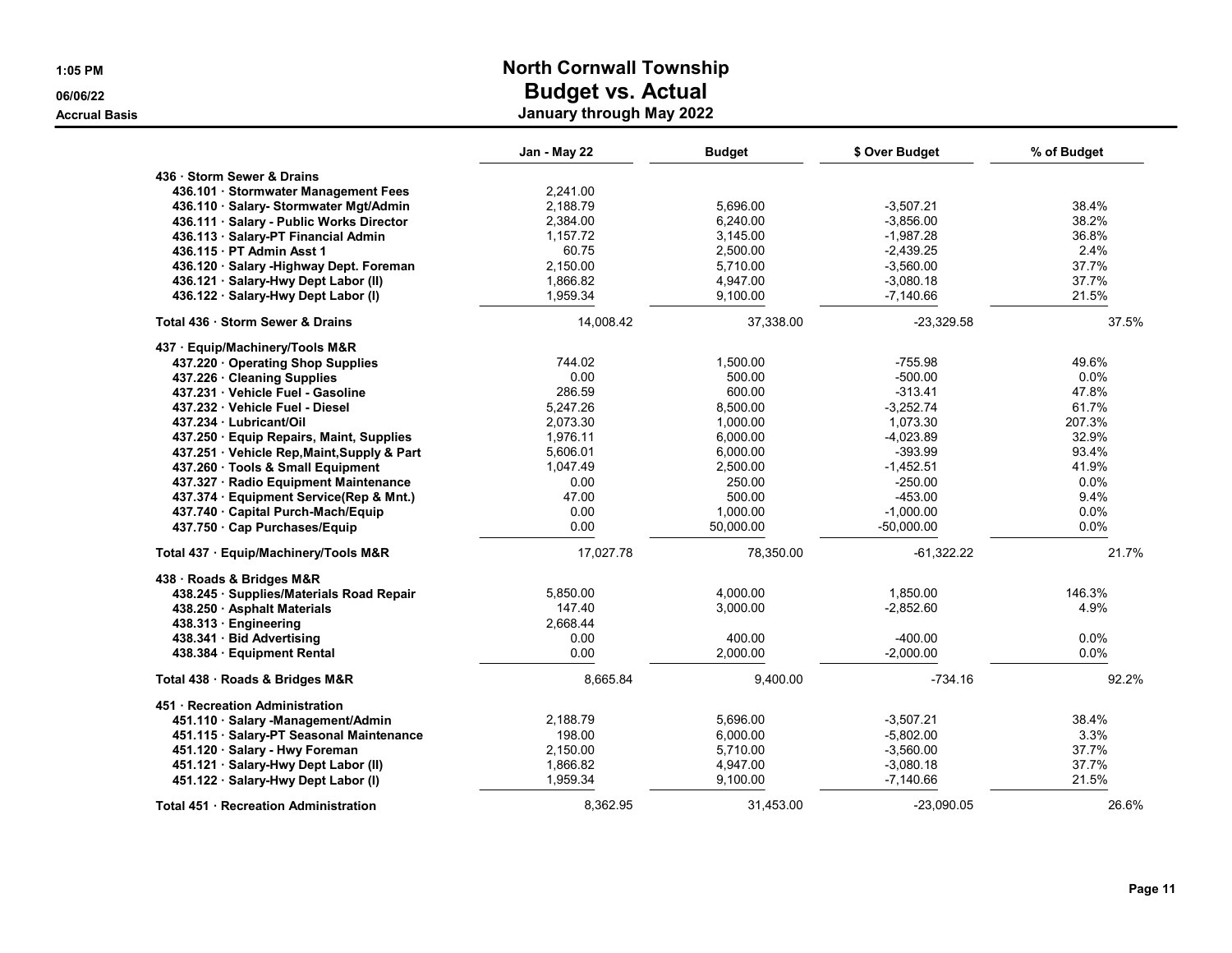# North Cornwall Township

## Budget vs. Actual

### January through May 2022

1:05 PM
06/06/22
Accrual Basis

| | Jan - May 22 | Budget | $ Over Budget | % of Budget |
|---|---|---|---|---|
| **436 · Storm Sewer & Drains** | | | | |
| 436.101 · Stormwater Management Fees | 2,241.00 | | | |
| 436.110 · Salary- Stormwater Mgt/Admin | 2,188.79 | 5,696.00 | -3,507.21 | 38.4% |
| 436.111 · Salary - Public Works Director | 2,384.00 | 6,240.00 | -3,856.00 | 38.2% |
| 436.113 · Salary-PT Financial Admin | 1,157.72 | 3,145.00 | -1,987.28 | 36.8% |
| 436.115 · PT Admin Asst 1 | 60.75 | 2,500.00 | -2,439.25 | 2.4% |
| 436.120 · Salary -Highway Dept. Foreman | 2,150.00 | 5,710.00 | -3,560.00 | 37.7% |
| 436.121 · Salary-Hwy Dept Labor (II) | 1,866.82 | 4,947.00 | -3,080.18 | 37.7% |
| 436.122 · Salary-Hwy Dept Labor (I) | 1,959.34 | 9,100.00 | -7,140.66 | 21.5% |
| **Total 436 · Storm Sewer & Drains** | 14,008.42 | 37,338.00 | -23,329.58 | 37.5% |
| **437 · Equip/Machinery/Tools M&R** | | | | |
| 437.220 · Operating Shop Supplies | 744.02 | 1,500.00 | -755.98 | 49.6% |
| 437.226 · Cleaning Supplies | 0.00 | 500.00 | -500.00 | 0.0% |
| 437.231 · Vehicle Fuel - Gasoline | 286.59 | 600.00 | -313.41 | 47.8% |
| 437.232 · Vehicle Fuel - Diesel | 5,247.26 | 8,500.00 | -3,252.74 | 61.7% |
| 437.234 · Lubricant/Oil | 2,073.30 | 1,000.00 | 1,073.30 | 207.3% |
| 437.250 · Equip Repairs, Maint, Supplies | 1,976.11 | 6,000.00 | -4,023.89 | 32.9% |
| 437.251 · Vehicle Rep,Maint,Supply & Part | 5,606.01 | 6,000.00 | -393.99 | 93.4% |
| 437.260 · Tools & Small Equipment | 1,047.49 | 2,500.00 | -1,452.51 | 41.9% |
| 437.327 · Radio Equipment Maintenance | 0.00 | 250.00 | -250.00 | 0.0% |
| 437.374 · Equipment Service(Rep & Mnt.) | 47.00 | 500.00 | -453.00 | 9.4% |
| 437.740 · Capital Purch-Mach/Equip | 0.00 | 1,000.00 | -1,000.00 | 0.0% |
| 437.750 · Cap Purchases/Equip | 0.00 | 50,000.00 | -50,000.00 | 0.0% |
| **Total 437 · Equip/Machinery/Tools M&R** | 17,027.78 | 78,350.00 | -61,322.22 | 21.7% |
| **438 · Roads & Bridges M&R** | | | | |
| 438.245 · Supplies/Materials Road Repair | 5,850.00 | 4,000.00 | 1,850.00 | 146.3% |
| 438.250 · Asphalt Materials | 147.40 | 3,000.00 | -2,852.60 | 4.9% |
| 438.313 · Engineering | 2,668.44 | | | |
| 438.341 · Bid Advertising | 0.00 | 400.00 | -400.00 | 0.0% |
| 438.384 · Equipment Rental | 0.00 | 2,000.00 | -2,000.00 | 0.0% |
| **Total 438 · Roads & Bridges M&R** | 8,665.84 | 9,400.00 | -734.16 | 92.2% |
| **451 · Recreation Administration** | | | | |
| 451.110 · Salary -Management/Admin | 2,188.79 | 5,696.00 | -3,507.21 | 38.4% |
| 451.115 · Salary-PT Seasonal Maintenance | 198.00 | 6,000.00 | -5,802.00 | 3.3% |
| 451.120 · Salary - Hwy Foreman | 2,150.00 | 5,710.00 | -3,560.00 | 37.7% |
| 451.121 · Salary-Hwy Dept Labor (II) | 1,866.82 | 4,947.00 | -3,080.18 | 37.7% |
| 451.122 · Salary-Hwy Dept Labor (I) | 1,959.34 | 9,100.00 | -7,140.66 | 21.5% |
| **Total 451 · Recreation Administration** | 8,362.95 | 31,453.00 | -23,090.05 | 26.6% |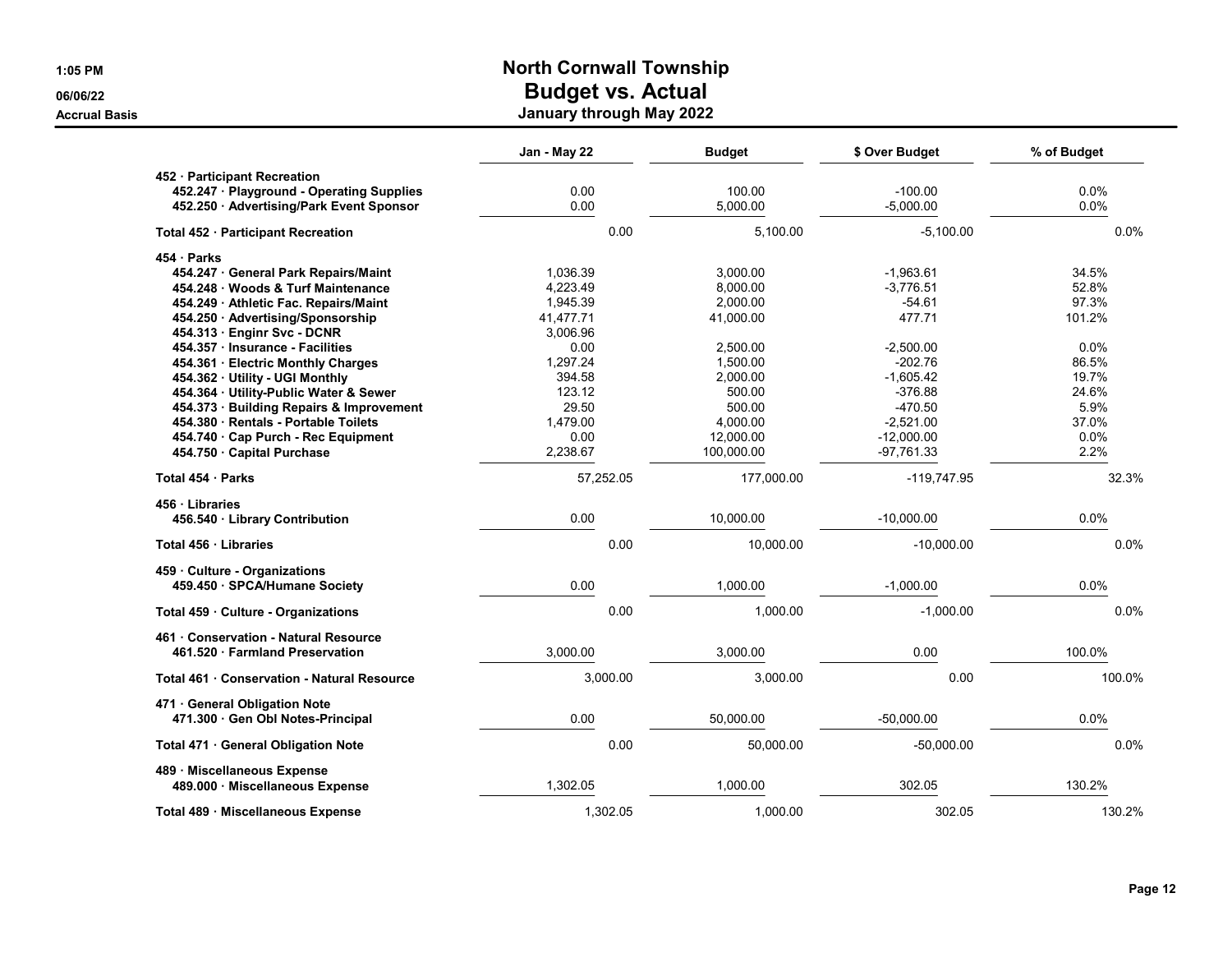# North Cornwall Township
## Budget vs. Actual
### January through May 2022

1:05 PM
06/06/22
Accrual Basis

| | Jan - May 22 | Budget | $ Over Budget | % of Budget |
|---|---|---|---|---|
| **452 · Participant Recreation** | | | | |
| **452.247 · Playground - Operating Supplies** | 0.00 | 100.00 | -100.00 | 0.0% |
| **452.250 · Advertising/Park Event Sponsor** | 0.00 | 5,000.00 | -5,000.00 | 0.0% |
| **Total 452 · Participant Recreation** | 0.00 | 5,100.00 | -5,100.00 | 0.0% |
| **454 · Parks** | | | | |
| **454.247 · General Park Repairs/Maint** | 1,036.39 | 3,000.00 | -1,963.61 | 34.5% |
| **454.248 · Woods & Turf Maintenance** | 4,223.49 | 8,000.00 | -3,776.51 | 52.8% |
| **454.249 · Athletic Fac. Repairs/Maint** | 1,945.39 | 2,000.00 | -54.61 | 97.3% |
| **454.250 · Advertising/Sponsorship** | 41,477.71 | 41,000.00 | 477.71 | 101.2% |
| **454.313 · Enginr Svc - DCNR** | 3,006.96 | | | |
| **454.357 · Insurance - Facilities** | 0.00 | 2,500.00 | -2,500.00 | 0.0% |
| **454.361 · Electric Monthly Charges** | 1,297.24 | 1,500.00 | -202.76 | 86.5% |
| **454.362 · Utility - UGI Monthly** | 394.58 | 2,000.00 | -1,605.42 | 19.7% |
| **454.364 · Utility-Public Water & Sewer** | 123.12 | 500.00 | -376.88 | 24.6% |
| **454.373 · Building Repairs & Improvement** | 29.50 | 500.00 | -470.50 | 5.9% |
| **454.380 · Rentals - Portable Toilets** | 1,479.00 | 4,000.00 | -2,521.00 | 37.0% |
| **454.740 · Cap Purch - Rec Equipment** | 0.00 | 12,000.00 | -12,000.00 | 0.0% |
| **454.750 · Capital Purchase** | 2,238.67 | 100,000.00 | -97,761.33 | 2.2% |
| **Total 454 · Parks** | 57,252.05 | 177,000.00 | -119,747.95 | 32.3% |
| **456 · Libraries** | | | | |
| **456.540 · Library Contribution** | 0.00 | 10,000.00 | -10,000.00 | 0.0% |
| **Total 456 · Libraries** | 0.00 | 10,000.00 | -10,000.00 | 0.0% |
| **459 · Culture - Organizations** | | | | |
| **459.450 · SPCA/Humane Society** | 0.00 | 1,000.00 | -1,000.00 | 0.0% |
| **Total 459 · Culture - Organizations** | 0.00 | 1,000.00 | -1,000.00 | 0.0% |
| **461 · Conservation - Natural Resource** | | | | |
| **461.520 · Farmland Preservation** | 3,000.00 | 3,000.00 | 0.00 | 100.0% |
| **Total 461 · Conservation - Natural Resource** | 3,000.00 | 3,000.00 | 0.00 | 100.0% |
| **471 · General Obligation Note** | | | | |
| **471.300 · Gen Obl Notes-Principal** | 0.00 | 50,000.00 | -50,000.00 | 0.0% |
| **Total 471 · General Obligation Note** | 0.00 | 50,000.00 | -50,000.00 | 0.0% |
| **489 · Miscellaneous Expense** | | | | |
| **489.000 · Miscellaneous Expense** | 1,302.05 | 1,000.00 | 302.05 | 130.2% |
| **Total 489 · Miscellaneous Expense** | 1,302.05 | 1,000.00 | 302.05 | 130.2% |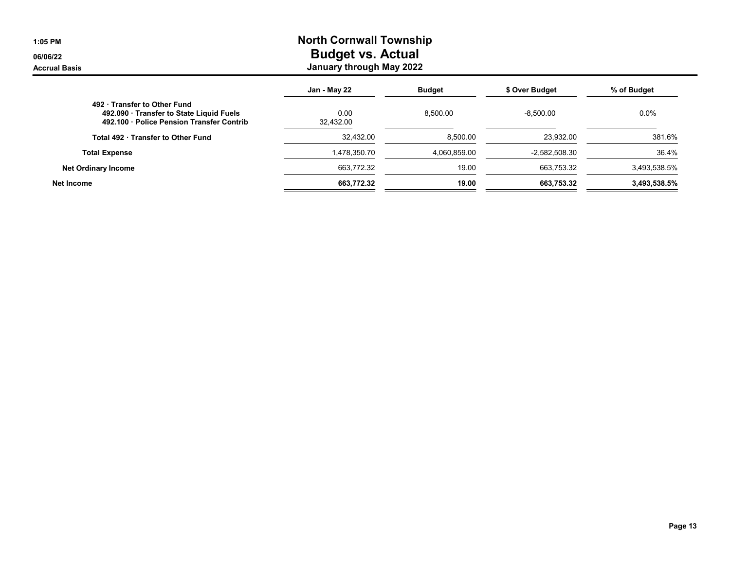# North Cornwall Township
## Budget vs. Actual
### January through May 2022

1:05 PM
06/06/22
Accrual Basis

| | Jan - May 22 | Budget | $ Over Budget | % of Budget |
|---|---|---|---|---|
| **492 · Transfer to Other Fund** | | | | |
| **492.090 · Transfer to State Liquid Fuels** | 0.00 | 8,500.00 | -8,500.00 | 0.0% |
| **492.100 · Police Pension Transfer Contrib** | 32,432.00 | | | |
| **Total 492 · Transfer to Other Fund** | 32,432.00 | 8,500.00 | 23,932.00 | 381.6% |
| **Total Expense** | 1,478,350.70 | 4,060,859.00 | -2,582,508.30 | 36.4% |
| **Net Ordinary Income** | 663,772.32 | 19.00 | 663,753.32 | 3,493,538.5% |
| **Net Income** | **663,772.32** | **19.00** | **663,753.32** | **3,493,538.5%** |